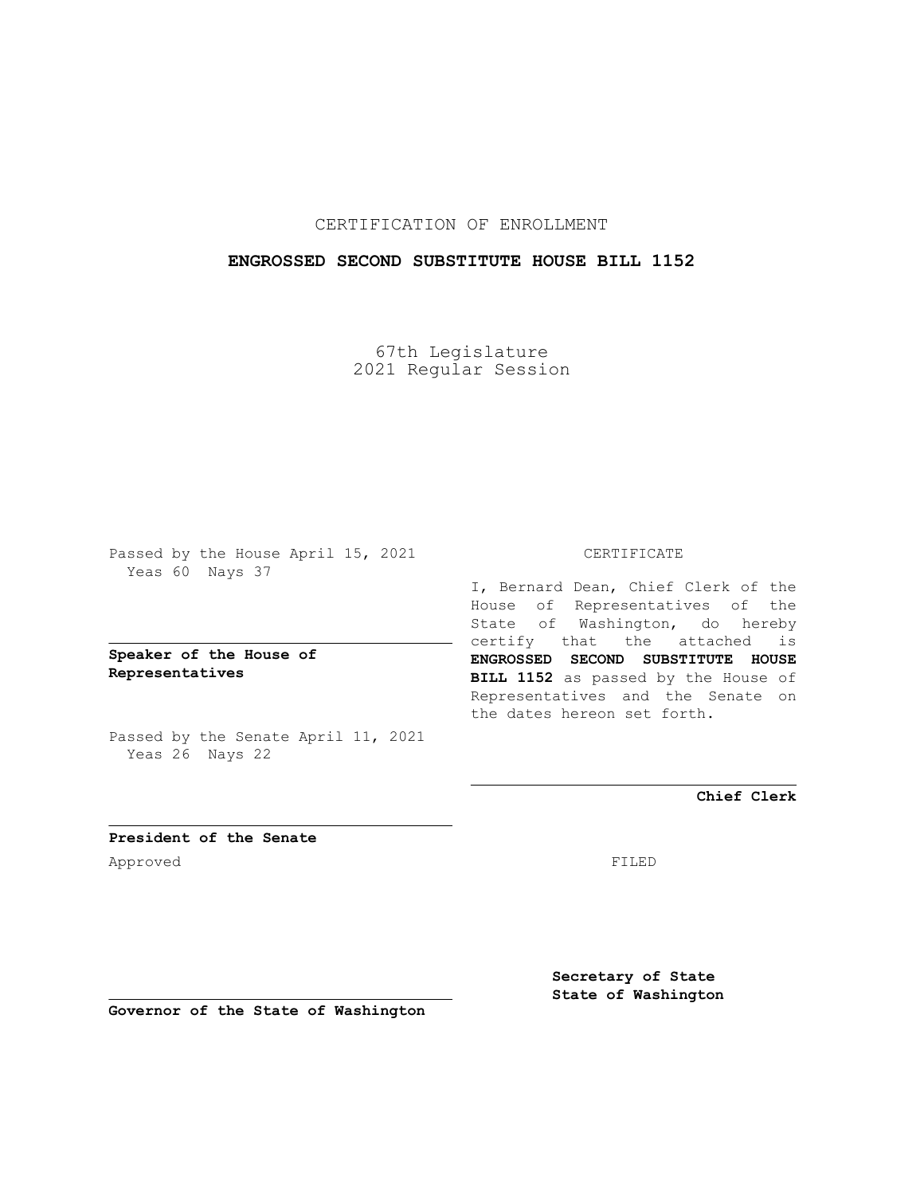CERTIFICATION OF ENROLLMENT

**ENGROSSED SECOND SUBSTITUTE HOUSE BILL 1152**

67th Legislature
2021 Regular Session

Passed by the House April 15, 2021
Yeas 60 Nays 37

**Speaker of the House of Representatives**

Passed by the Senate April 11, 2021
Yeas 26 Nays 22

**President of the Senate**

Approved

**Governor of the State of Washington**

CERTIFICATE

I, Bernard Dean, Chief Clerk of the House of Representatives of the State of Washington, do hereby certify that the attached is **ENGROSSED SECOND SUBSTITUTE HOUSE BILL 1152** as passed by the House of Representatives and the Senate on the dates hereon set forth.

**Chief Clerk**

FILED

**Secretary of State**
**State of Washington**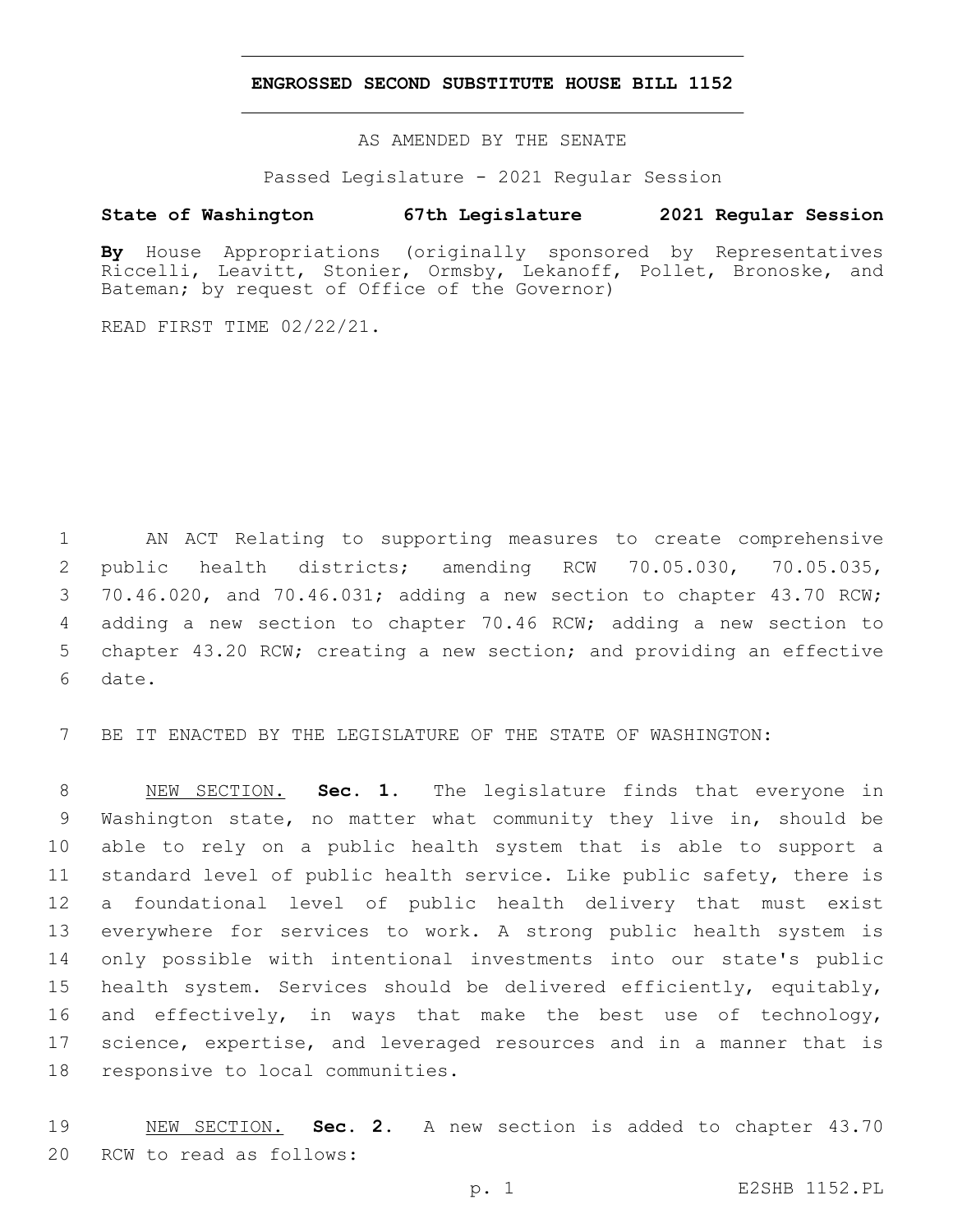# ENGROSSED SECOND SUBSTITUTE HOUSE BILL 1152

AS AMENDED BY THE SENATE

Passed Legislature - 2021 Regular Session

**State of Washington 67th Legislature 2021 Regular Session**

**By** House Appropriations (originally sponsored by Representatives Riccelli, Leavitt, Stonier, Ormsby, Lekanoff, Pollet, Bronoske, and Bateman; by request of Office of the Governor)

READ FIRST TIME 02/22/21.

AN ACT Relating to supporting measures to create comprehensive public health districts; amending RCW 70.05.030, 70.05.035, 70.46.020, and 70.46.031; adding a new section to chapter 43.70 RCW; adding a new section to chapter 70.46 RCW; adding a new section to chapter 43.20 RCW; creating a new section; and providing an effective date.

BE IT ENACTED BY THE LEGISLATURE OF THE STATE OF WASHINGTON:

NEW SECTION. **Sec. 1.** The legislature finds that everyone in Washington state, no matter what community they live in, should be able to rely on a public health system that is able to support a standard level of public health service. Like public safety, there is a foundational level of public health delivery that must exist everywhere for services to work. A strong public health system is only possible with intentional investments into our state's public health system. Services should be delivered efficiently, equitably, and effectively, in ways that make the best use of technology, science, expertise, and leveraged resources and in a manner that is responsive to local communities.

NEW SECTION. **Sec. 2.** A new section is added to chapter 43.70 RCW to read as follows: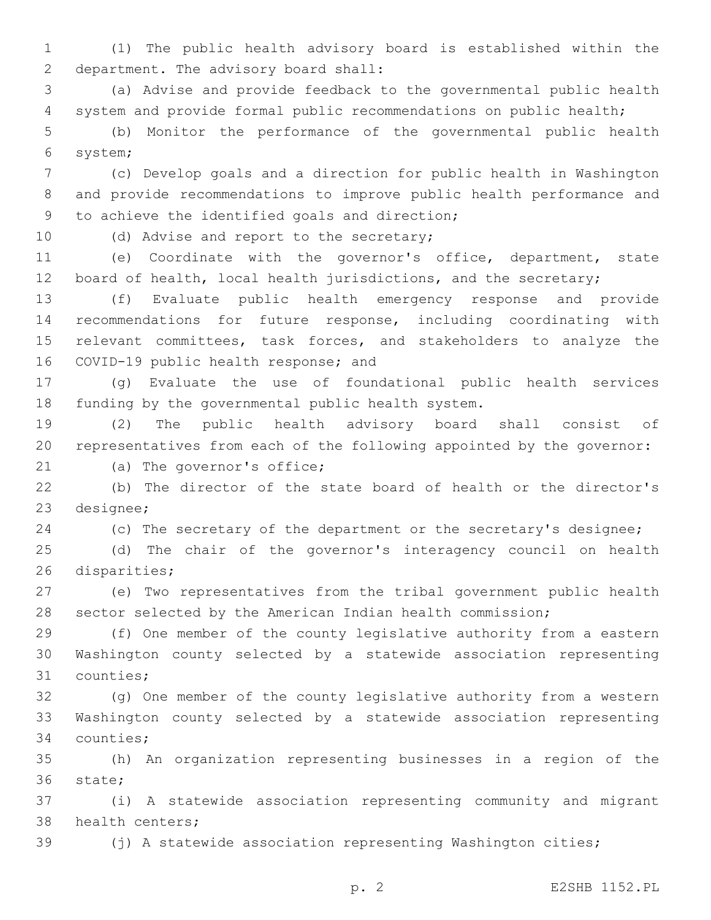(1) The public health advisory board is established within the department. The advisory board shall:

(a) Advise and provide feedback to the governmental public health system and provide formal public recommendations on public health;

(b) Monitor the performance of the governmental public health system;

(c) Develop goals and a direction for public health in Washington and provide recommendations to improve public health performance and to achieve the identified goals and direction;

(d) Advise and report to the secretary;

(e) Coordinate with the governor's office, department, state board of health, local health jurisdictions, and the secretary;

(f) Evaluate public health emergency response and provide recommendations for future response, including coordinating with relevant committees, task forces, and stakeholders to analyze the COVID-19 public health response; and

(g) Evaluate the use of foundational public health services funding by the governmental public health system.

(2) The public health advisory board shall consist of representatives from each of the following appointed by the governor:

(a) The governor's office;

(b) The director of the state board of health or the director's designee;

(c) The secretary of the department or the secretary's designee;

(d) The chair of the governor's interagency council on health disparities;

(e) Two representatives from the tribal government public health sector selected by the American Indian health commission;

(f) One member of the county legislative authority from a eastern Washington county selected by a statewide association representing counties;

(g) One member of the county legislative authority from a western Washington county selected by a statewide association representing counties;

(h) An organization representing businesses in a region of the state;

(i) A statewide association representing community and migrant health centers;

(j) A statewide association representing Washington cities;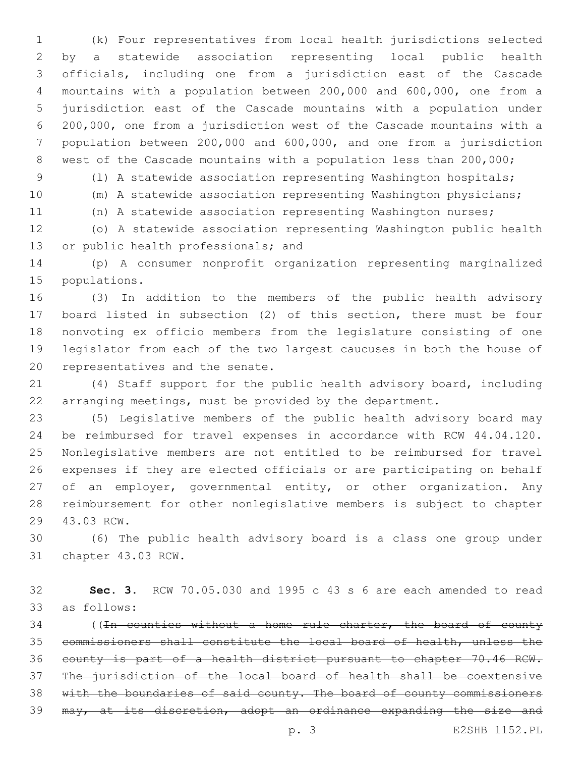(k) Four representatives from local health jurisdictions selected by a statewide association representing local public health officials, including one from a jurisdiction east of the Cascade mountains with a population between 200,000 and 600,000, one from a jurisdiction east of the Cascade mountains with a population under 200,000, one from a jurisdiction west of the Cascade mountains with a population between 200,000 and 600,000, and one from a jurisdiction west of the Cascade mountains with a population less than 200,000;

(l) A statewide association representing Washington hospitals;

(m) A statewide association representing Washington physicians;

(n) A statewide association representing Washington nurses;

(o) A statewide association representing Washington public health or public health professionals; and

(p) A consumer nonprofit organization representing marginalized populations.

(3) In addition to the members of the public health advisory board listed in subsection (2) of this section, there must be four nonvoting ex officio members from the legislature consisting of one legislator from each of the two largest caucuses in both the house of representatives and the senate.

(4) Staff support for the public health advisory board, including arranging meetings, must be provided by the department.

(5) Legislative members of the public health advisory board may be reimbursed for travel expenses in accordance with RCW 44.04.120. Nonlegislative members are not entitled to be reimbursed for travel expenses if they are elected officials or are participating on behalf of an employer, governmental entity, or other organization. Any reimbursement for other nonlegislative members is subject to chapter 43.03 RCW.

(6) The public health advisory board is a class one group under chapter 43.03 RCW.

**Sec. 3.** RCW 70.05.030 and 1995 c 43 s 6 are each amended to read as follows:

((~~In counties without a home rule charter, the board of county commissioners shall constitute the local board of health, unless the county is part of a health district pursuant to chapter 70.46 RCW. The jurisdiction of the local board of health shall be coextensive with the boundaries of said county. The board of county commissioners may, at its discretion, adopt an ordinance expanding the size and~~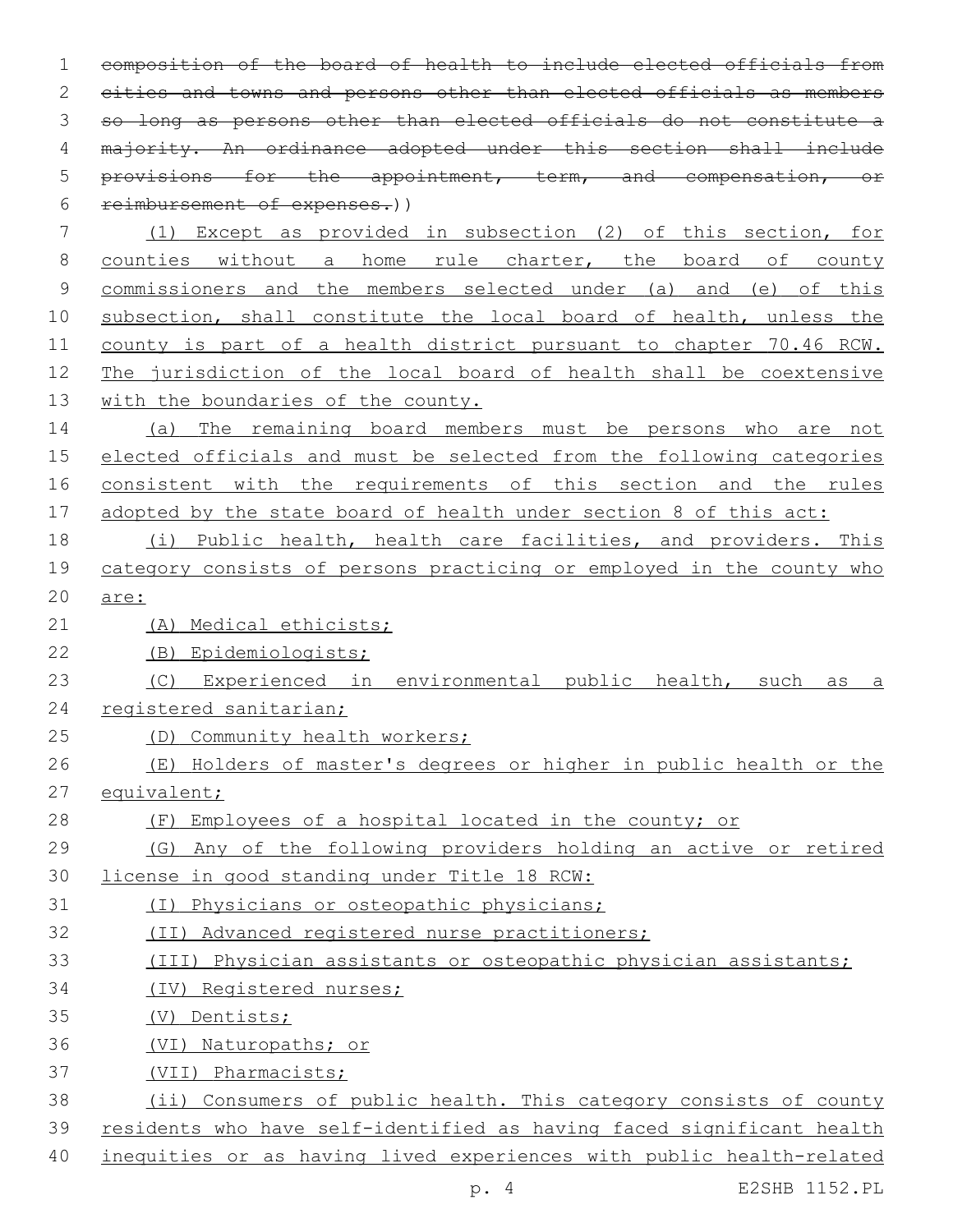~~composition of the board of health to include elected officials from cities and towns and persons other than elected officials as members so long as persons other than elected officials do not constitute a majority. An ordinance adopted under this section shall include provisions for the appointment, term, and compensation, or reimbursement of expenses.~~))

<u>(1) Except as provided in subsection (2) of this section, for counties without a home rule charter, the board of county commissioners and the members selected under (a) and (e) of this subsection, shall constitute the local board of health, unless the county is part of a health district pursuant to chapter 70.46 RCW. The jurisdiction of the local board of health shall be coextensive with the boundaries of the county.</u>

<u>(a) The remaining board members must be persons who are not elected officials and must be selected from the following categories consistent with the requirements of this section and the rules adopted by the state board of health under section 8 of this act:</u>

<u>(i) Public health, health care facilities, and providers. This category consists of persons practicing or employed in the county who are:</u>

<u>(A) Medical ethicists;</u>

<u>(B) Epidemiologists;</u>

<u>(C) Experienced in environmental public health, such as a registered sanitarian;</u>

<u>(D) Community health workers;</u>

<u>(E) Holders of master's degrees or higher in public health or the equivalent;</u>

<u>(F) Employees of a hospital located in the county; or</u>

<u>(G) Any of the following providers holding an active or retired license in good standing under Title 18 RCW:</u>

<u>(I) Physicians or osteopathic physicians;</u>

<u>(II) Advanced registered nurse practitioners;</u>

<u>(III) Physician assistants or osteopathic physician assistants;</u>

<u>(IV) Registered nurses;</u>

<u>(V) Dentists;</u>

<u>(VI) Naturopaths; or</u>

<u>(VII) Pharmacists;</u>

<u>(ii) Consumers of public health. This category consists of county residents who have self-identified as having faced significant health inequities or as having lived experiences with public health-related</u>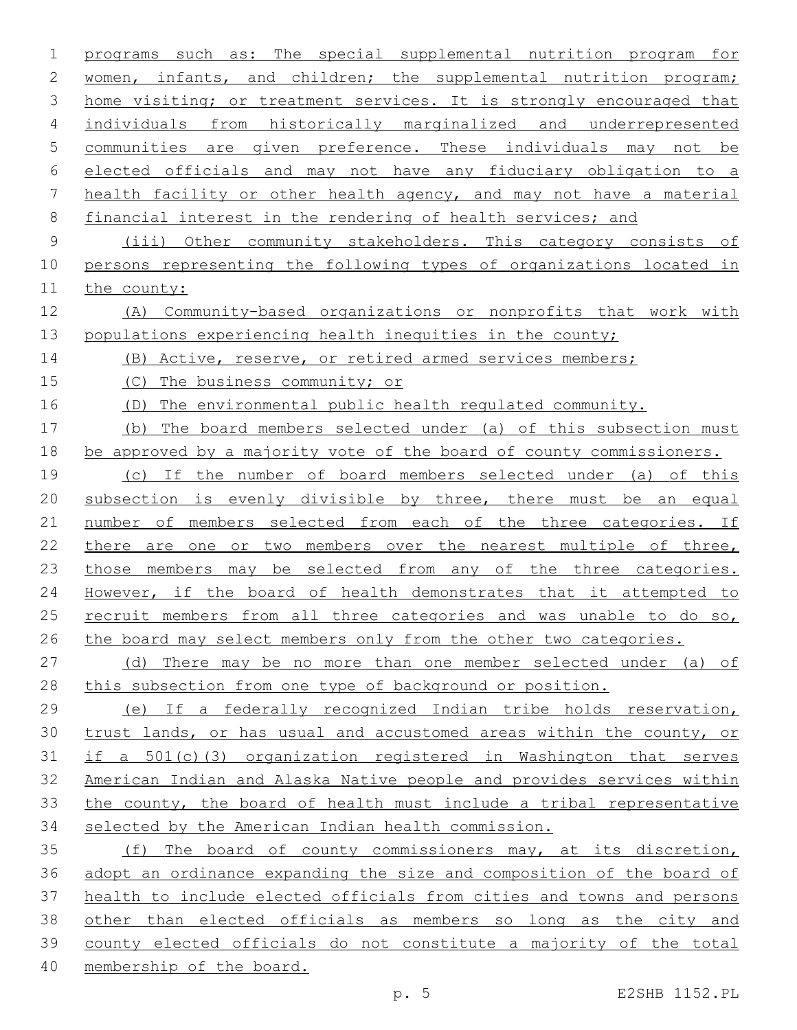programs such as: The special supplemental nutrition program for women, infants, and children; the supplemental nutrition program; home visiting; or treatment services. It is strongly encouraged that individuals from historically marginalized and underrepresented communities are given preference. These individuals may not be elected officials and may not have any fiduciary obligation to a health facility or other health agency, and may not have a material financial interest in the rendering of health services; and

(iii) Other community stakeholders. This category consists of persons representing the following types of organizations located in the county:

(A) Community-based organizations or nonprofits that work with populations experiencing health inequities in the county;

(B) Active, reserve, or retired armed services members;

(C) The business community; or

(D) The environmental public health regulated community.

(b) The board members selected under (a) of this subsection must be approved by a majority vote of the board of county commissioners.

(c) If the number of board members selected under (a) of this subsection is evenly divisible by three, there must be an equal number of members selected from each of the three categories. If there are one or two members over the nearest multiple of three, those members may be selected from any of the three categories. However, if the board of health demonstrates that it attempted to recruit members from all three categories and was unable to do so, the board may select members only from the other two categories.

(d) There may be no more than one member selected under (a) of this subsection from one type of background or position.

(e) If a federally recognized Indian tribe holds reservation, trust lands, or has usual and accustomed areas within the county, or if a 501(c)(3) organization registered in Washington that serves American Indian and Alaska Native people and provides services within the county, the board of health must include a tribal representative selected by the American Indian health commission.

(f) The board of county commissioners may, at its discretion, adopt an ordinance expanding the size and composition of the board of health to include elected officials from cities and towns and persons other than elected officials as members so long as the city and county elected officials do not constitute a majority of the total membership of the board.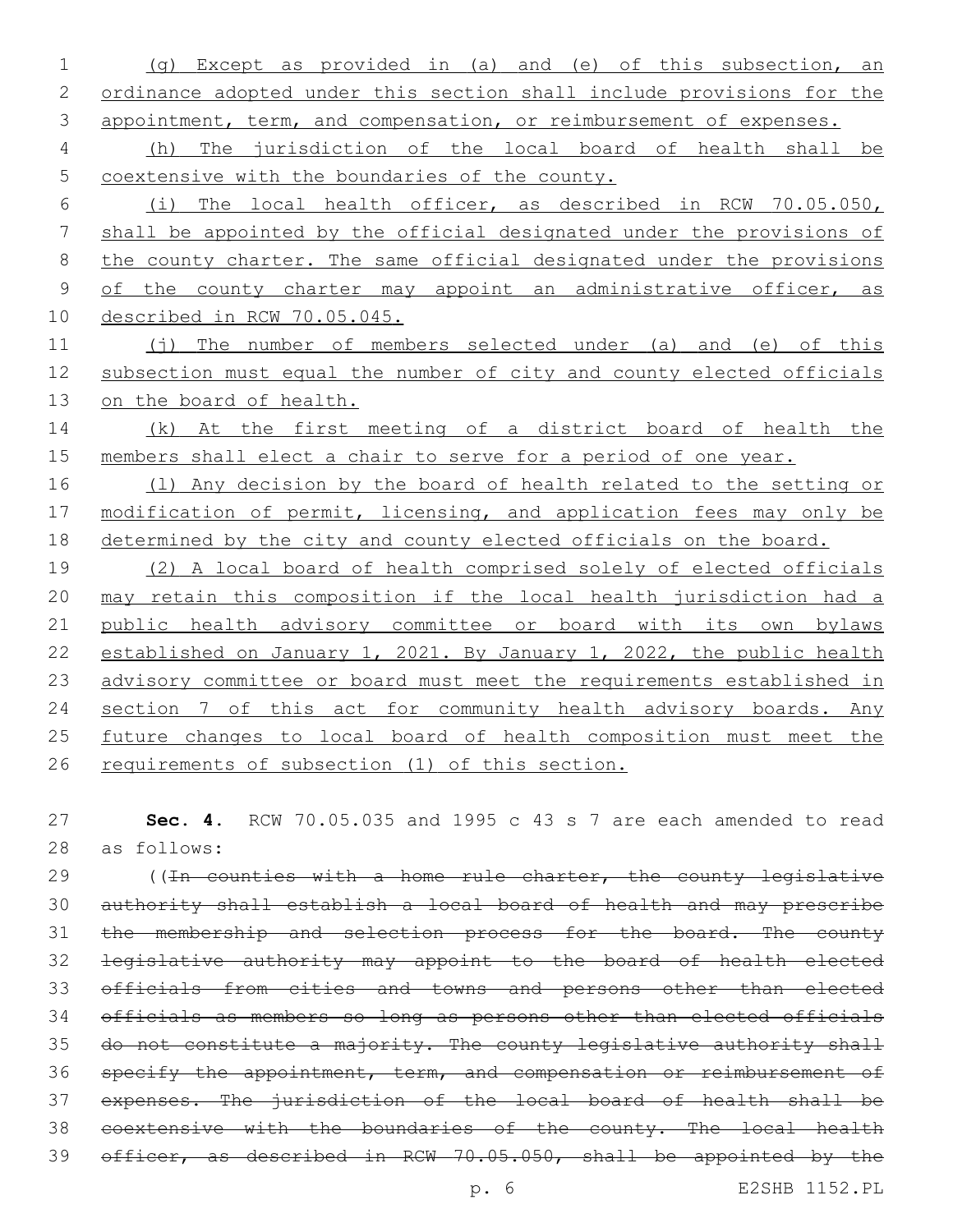(g) Except as provided in (a) and (e) of this subsection, an ordinance adopted under this section shall include provisions for the appointment, term, and compensation, or reimbursement of expenses.

(h) The jurisdiction of the local board of health shall be coextensive with the boundaries of the county.

(i) The local health officer, as described in RCW 70.05.050, shall be appointed by the official designated under the provisions of the county charter. The same official designated under the provisions of the county charter may appoint an administrative officer, as described in RCW 70.05.045.

(j) The number of members selected under (a) and (e) of this subsection must equal the number of city and county elected officials on the board of health.

(k) At the first meeting of a district board of health the members shall elect a chair to serve for a period of one year.

(l) Any decision by the board of health related to the setting or modification of permit, licensing, and application fees may only be determined by the city and county elected officials on the board.

(2) A local board of health comprised solely of elected officials may retain this composition if the local health jurisdiction had a public health advisory committee or board with its own bylaws established on January 1, 2021. By January 1, 2022, the public health advisory committee or board must meet the requirements established in section 7 of this act for community health advisory boards. Any future changes to local board of health composition must meet the requirements of subsection (1) of this section.

**Sec. 4.** RCW 70.05.035 and 1995 c 43 s 7 are each amended to read as follows:

((~~In counties with a home rule charter, the county legislative authority shall establish a local board of health and may prescribe the membership and selection process for the board. The county legislative authority may appoint to the board of health elected officials from cities and towns and persons other than elected officials as members so long as persons other than elected officials do not constitute a majority. The county legislative authority shall specify the appointment, term, and compensation or reimbursement of expenses. The jurisdiction of the local board of health shall be coextensive with the boundaries of the county. The local health officer, as described in RCW 70.05.050, shall be appointed by the~~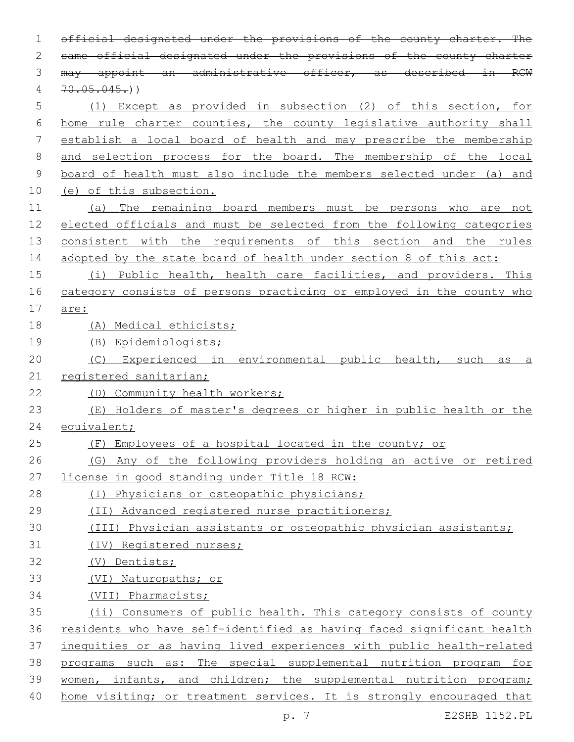~~official designated under the provisions of the county charter. The same official designated under the provisions of the county charter may appoint an administrative officer, as described in RCW 70.05.045.~~))

(1) Except as provided in subsection (2) of this section, for home rule charter counties, the county legislative authority shall establish a local board of health and may prescribe the membership and selection process for the board. The membership of the local board of health must also include the members selected under (a) and (e) of this subsection.

(a) The remaining board members must be persons who are not elected officials and must be selected from the following categories consistent with the requirements of this section and the rules adopted by the state board of health under section 8 of this act:

(i) Public health, health care facilities, and providers. This category consists of persons practicing or employed in the county who are:

(A) Medical ethicists;

(B) Epidemiologists;

(C) Experienced in environmental public health, such as a registered sanitarian;

(D) Community health workers;

(E) Holders of master's degrees or higher in public health or the equivalent;

(F) Employees of a hospital located in the county; or

(G) Any of the following providers holding an active or retired license in good standing under Title 18 RCW:

(I) Physicians or osteopathic physicians;

(II) Advanced registered nurse practitioners;

(III) Physician assistants or osteopathic physician assistants;

(IV) Registered nurses;

(V) Dentists;

(VI) Naturopaths; or

(VII) Pharmacists;

(ii) Consumers of public health. This category consists of county residents who have self-identified as having faced significant health inequities or as having lived experiences with public health-related programs such as: The special supplemental nutrition program for women, infants, and children; the supplemental nutrition program; home visiting; or treatment services. It is strongly encouraged that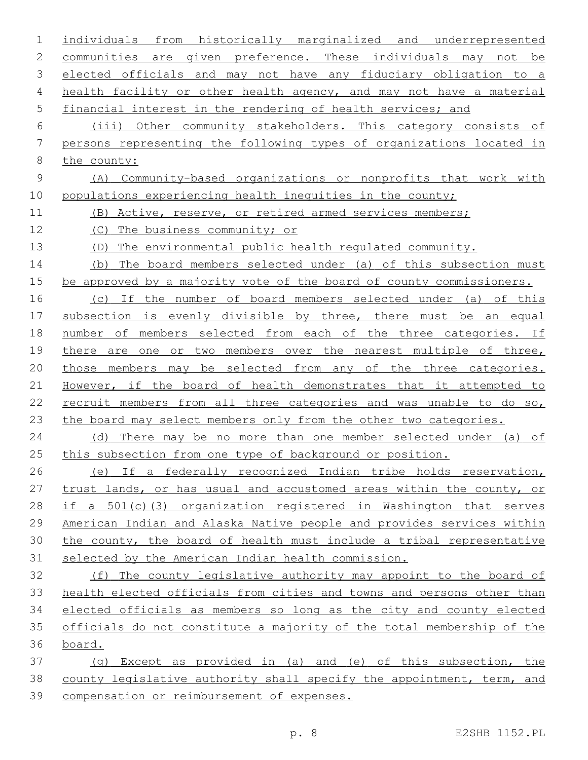individuals from historically marginalized and underrepresented communities are given preference. These individuals may not be elected officials and may not have any fiduciary obligation to a health facility or other health agency, and may not have a material financial interest in the rendering of health services; and

(iii) Other community stakeholders. This category consists of persons representing the following types of organizations located in the county:

(A) Community-based organizations or nonprofits that work with populations experiencing health inequities in the county;

(B) Active, reserve, or retired armed services members;

(C) The business community; or

(D) The environmental public health regulated community.

(b) The board members selected under (a) of this subsection must be approved by a majority vote of the board of county commissioners.

(c) If the number of board members selected under (a) of this subsection is evenly divisible by three, there must be an equal number of members selected from each of the three categories. If there are one or two members over the nearest multiple of three, those members may be selected from any of the three categories. However, if the board of health demonstrates that it attempted to recruit members from all three categories and was unable to do so, the board may select members only from the other two categories.

(d) There may be no more than one member selected under (a) of this subsection from one type of background or position.

(e) If a federally recognized Indian tribe holds reservation, trust lands, or has usual and accustomed areas within the county, or if a 501(c)(3) organization registered in Washington that serves American Indian and Alaska Native people and provides services within the county, the board of health must include a tribal representative selected by the American Indian health commission.

(f) The county legislative authority may appoint to the board of health elected officials from cities and towns and persons other than elected officials as members so long as the city and county elected officials do not constitute a majority of the total membership of the board.

(g) Except as provided in (a) and (e) of this subsection, the county legislative authority shall specify the appointment, term, and compensation or reimbursement of expenses.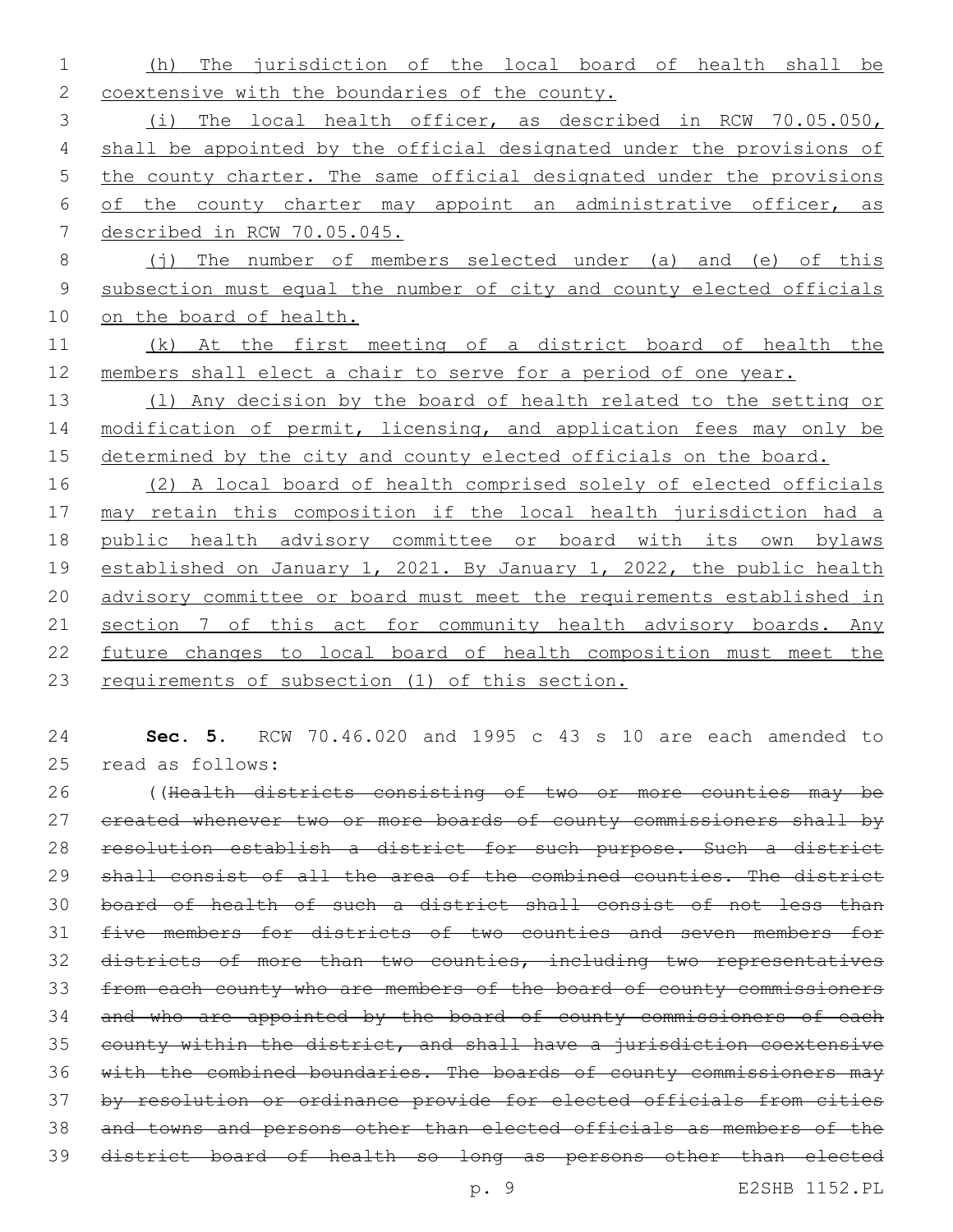(h) The jurisdiction of the local board of health shall be coextensive with the boundaries of the county.

(i) The local health officer, as described in RCW 70.05.050, shall be appointed by the official designated under the provisions of the county charter. The same official designated under the provisions of the county charter may appoint an administrative officer, as described in RCW 70.05.045.

(j) The number of members selected under (a) and (e) of this subsection must equal the number of city and county elected officials on the board of health.

(k) At the first meeting of a district board of health the members shall elect a chair to serve for a period of one year.

(l) Any decision by the board of health related to the setting or modification of permit, licensing, and application fees may only be determined by the city and county elected officials on the board.

(2) A local board of health comprised solely of elected officials may retain this composition if the local health jurisdiction had a public health advisory committee or board with its own bylaws established on January 1, 2021. By January 1, 2022, the public health advisory committee or board must meet the requirements established in section 7 of this act for community health advisory boards. Any future changes to local board of health composition must meet the requirements of subsection (1) of this section.

**Sec. 5.** RCW 70.46.020 and 1995 c 43 s 10 are each amended to read as follows:

((~~Health districts consisting of two or more counties may be created whenever two or more boards of county commissioners shall by resolution establish a district for such purpose. Such a district shall consist of all the area of the combined counties. The district board of health of such a district shall consist of not less than five members for districts of two counties and seven members for districts of more than two counties, including two representatives from each county who are members of the board of county commissioners and who are appointed by the board of county commissioners of each county within the district, and shall have a jurisdiction coextensive with the combined boundaries. The boards of county commissioners may by resolution or ordinance provide for elected officials from cities and towns and persons other than elected officials as members of the district board of health so long as persons other than elected~~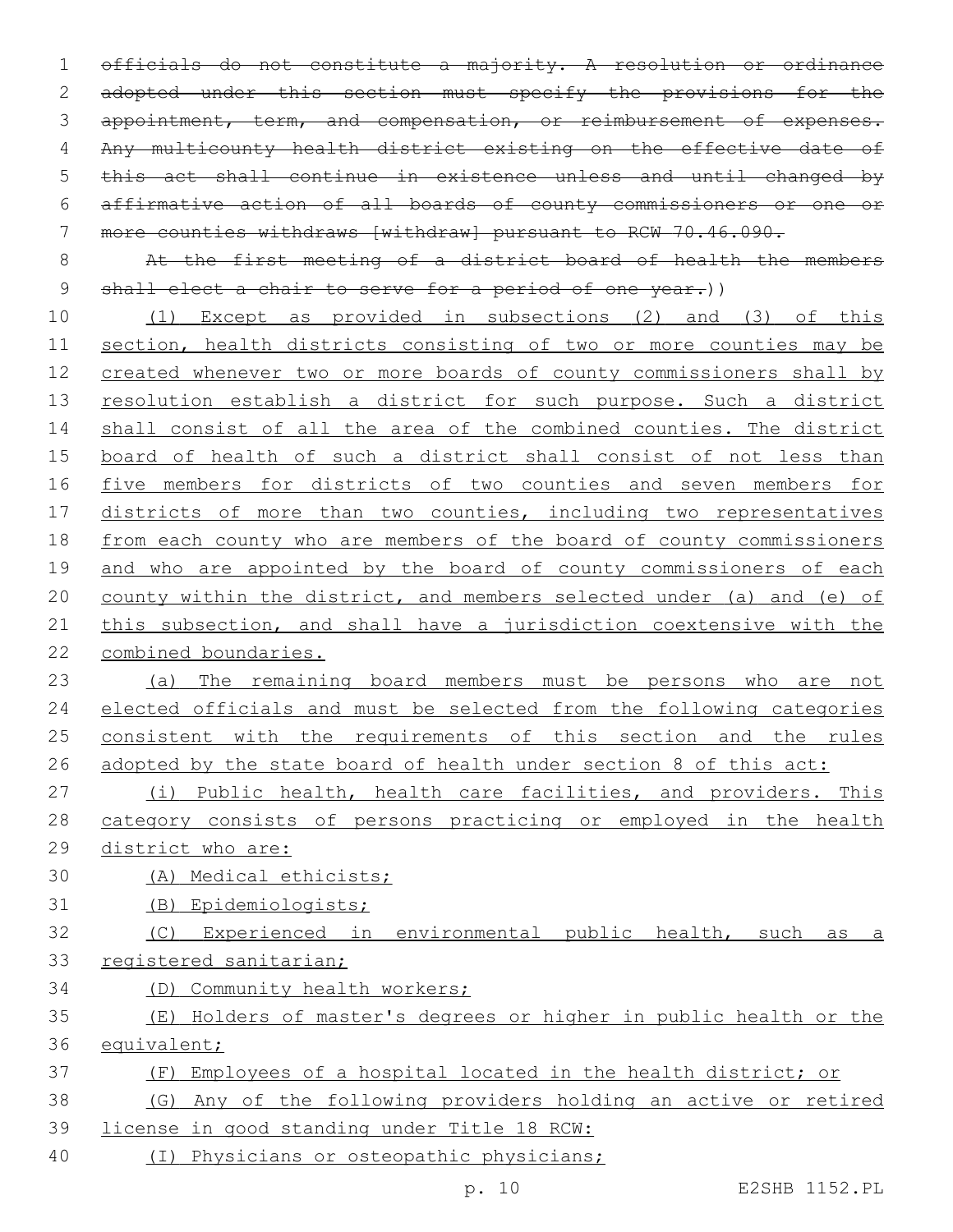~~officials do not constitute a majority. A resolution or ordinance adopted under this section must specify the provisions for the appointment, term, and compensation, or reimbursement of expenses. Any multicounty health district existing on the effective date of this act shall continue in existence unless and until changed by affirmative action of all boards of county commissioners or one or more counties withdraws [withdraw] pursuant to RCW 70.46.090.~~

~~At the first meeting of a district board of health the members shall elect a chair to serve for a period of one year.~~))

<u>(1) Except as provided in subsections (2) and (3) of this section, health districts consisting of two or more counties may be created whenever two or more boards of county commissioners shall by resolution establish a district for such purpose. Such a district shall consist of all the area of the combined counties. The district board of health of such a district shall consist of not less than five members for districts of two counties and seven members for districts of more than two counties, including two representatives from each county who are members of the board of county commissioners and who are appointed by the board of county commissioners of each county within the district, and members selected under (a) and (e) of this subsection, and shall have a jurisdiction coextensive with the combined boundaries.</u>

<u>(a) The remaining board members must be persons who are not elected officials and must be selected from the following categories consistent with the requirements of this section and the rules adopted by the state board of health under section 8 of this act:</u>

<u>(i) Public health, health care facilities, and providers. This category consists of persons practicing or employed in the health district who are:</u>

<u>(A) Medical ethicists;</u>

<u>(B) Epidemiologists;</u>

<u>(C) Experienced in environmental public health, such as a registered sanitarian;</u>

<u>(D) Community health workers;</u>

<u>(E) Holders of master's degrees or higher in public health or the equivalent;</u>

<u>(F) Employees of a hospital located in the health district; or</u>

<u>(G) Any of the following providers holding an active or retired license in good standing under Title 18 RCW:</u>

<u>(I) Physicians or osteopathic physicians;</u>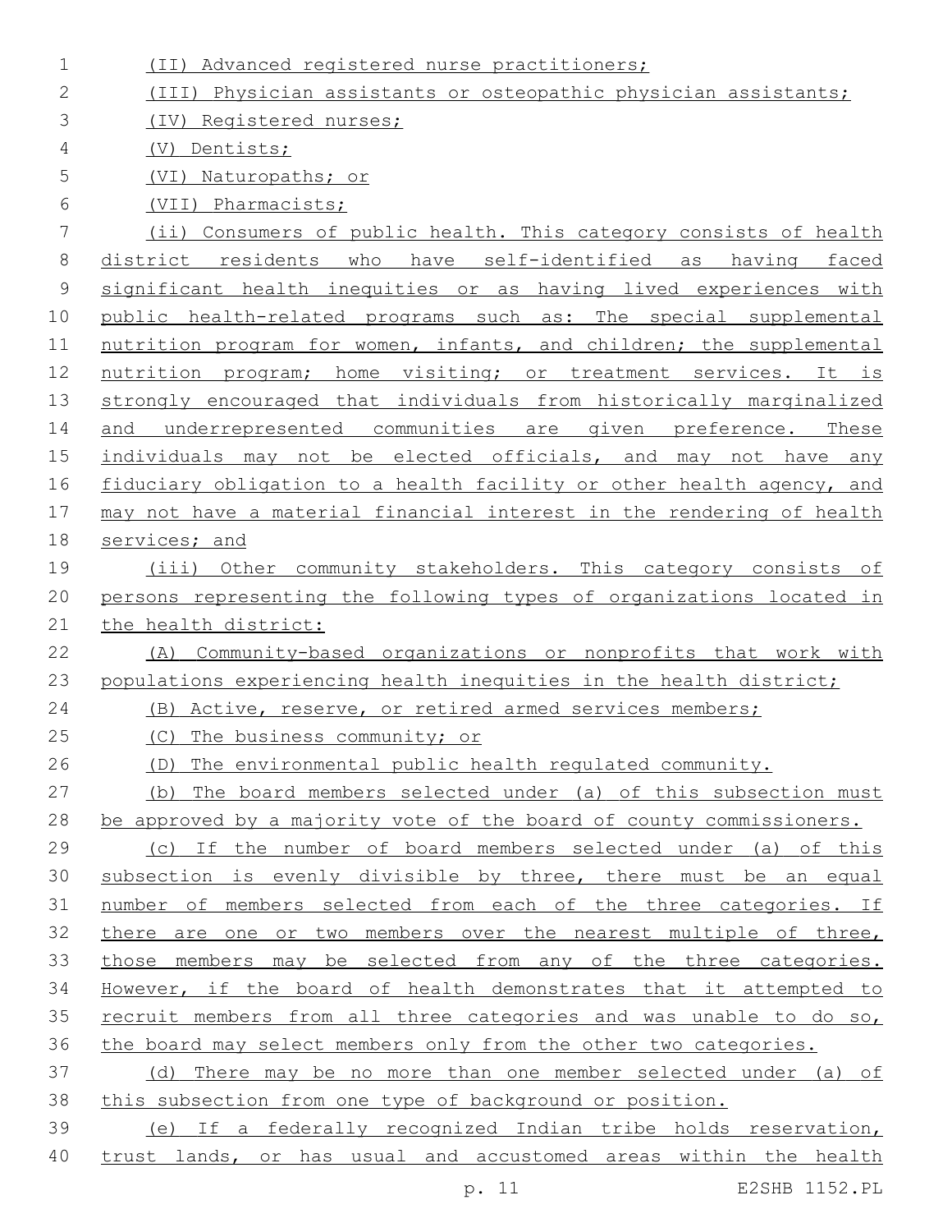(II) Advanced registered nurse practitioners;

(III) Physician assistants or osteopathic physician assistants;

(IV) Registered nurses;

(V) Dentists;

(VI) Naturopaths; or

(VII) Pharmacists;

(ii) Consumers of public health. This category consists of health district residents who have self-identified as having faced significant health inequities or as having lived experiences with public health-related programs such as: The special supplemental nutrition program for women, infants, and children; the supplemental nutrition program; home visiting; or treatment services. It is strongly encouraged that individuals from historically marginalized and underrepresented communities are given preference. These individuals may not be elected officials, and may not have any fiduciary obligation to a health facility or other health agency, and may not have a material financial interest in the rendering of health services; and

(iii) Other community stakeholders. This category consists of persons representing the following types of organizations located in the health district:

(A) Community-based organizations or nonprofits that work with populations experiencing health inequities in the health district;

(B) Active, reserve, or retired armed services members;

(C) The business community; or

(D) The environmental public health regulated community.

(b) The board members selected under (a) of this subsection must be approved by a majority vote of the board of county commissioners.

(c) If the number of board members selected under (a) of this subsection is evenly divisible by three, there must be an equal number of members selected from each of the three categories. If there are one or two members over the nearest multiple of three, those members may be selected from any of the three categories. However, if the board of health demonstrates that it attempted to recruit members from all three categories and was unable to do so, the board may select members only from the other two categories.

(d) There may be no more than one member selected under (a) of this subsection from one type of background or position.

(e) If a federally recognized Indian tribe holds reservation, trust lands, or has usual and accustomed areas within the health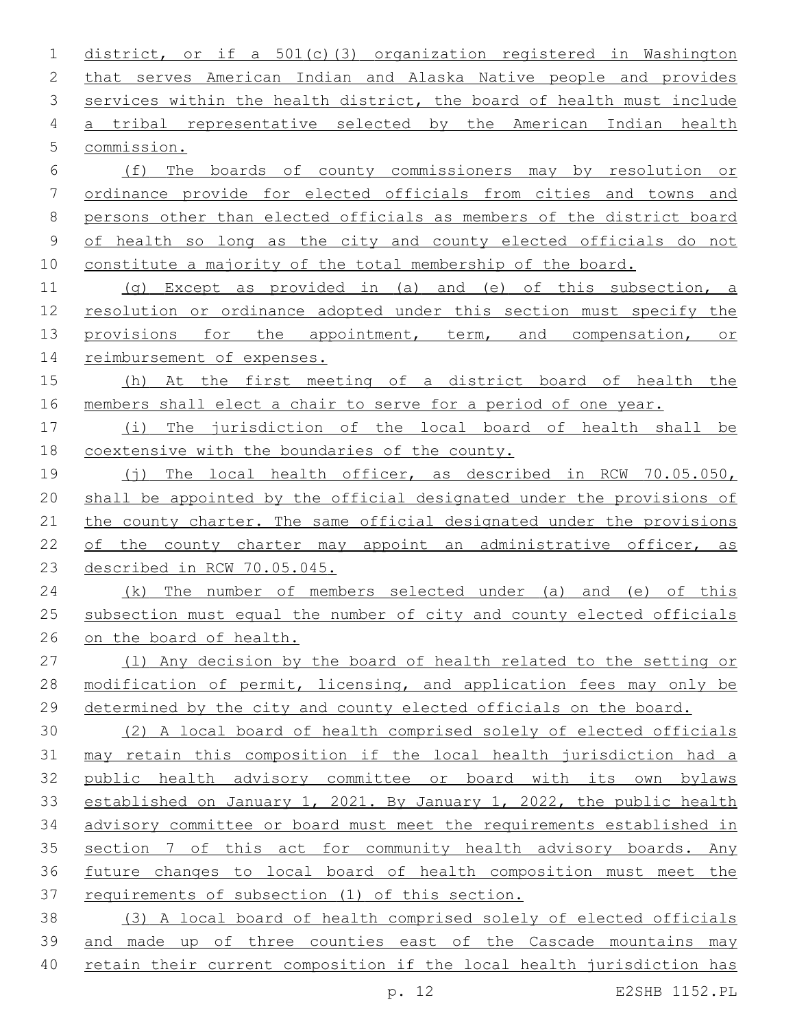district, or if a 501(c)(3) organization registered in Washington that serves American Indian and Alaska Native people and provides services within the health district, the board of health must include a tribal representative selected by the American Indian health commission.

(f) The boards of county commissioners may by resolution or ordinance provide for elected officials from cities and towns and persons other than elected officials as members of the district board of health so long as the city and county elected officials do not constitute a majority of the total membership of the board.

(g) Except as provided in (a) and (e) of this subsection, a resolution or ordinance adopted under this section must specify the provisions for the appointment, term, and compensation, or reimbursement of expenses.

(h) At the first meeting of a district board of health the members shall elect a chair to serve for a period of one year.

(i) The jurisdiction of the local board of health shall be coextensive with the boundaries of the county.

(j) The local health officer, as described in RCW 70.05.050, shall be appointed by the official designated under the provisions of the county charter. The same official designated under the provisions of the county charter may appoint an administrative officer, as described in RCW 70.05.045.

(k) The number of members selected under (a) and (e) of this subsection must equal the number of city and county elected officials on the board of health.

(l) Any decision by the board of health related to the setting or modification of permit, licensing, and application fees may only be determined by the city and county elected officials on the board.

(2) A local board of health comprised solely of elected officials may retain this composition if the local health jurisdiction had a public health advisory committee or board with its own bylaws established on January 1, 2021. By January 1, 2022, the public health advisory committee or board must meet the requirements established in section 7 of this act for community health advisory boards. Any future changes to local board of health composition must meet the requirements of subsection (1) of this section.

(3) A local board of health comprised solely of elected officials and made up of three counties east of the Cascade mountains may retain their current composition if the local health jurisdiction has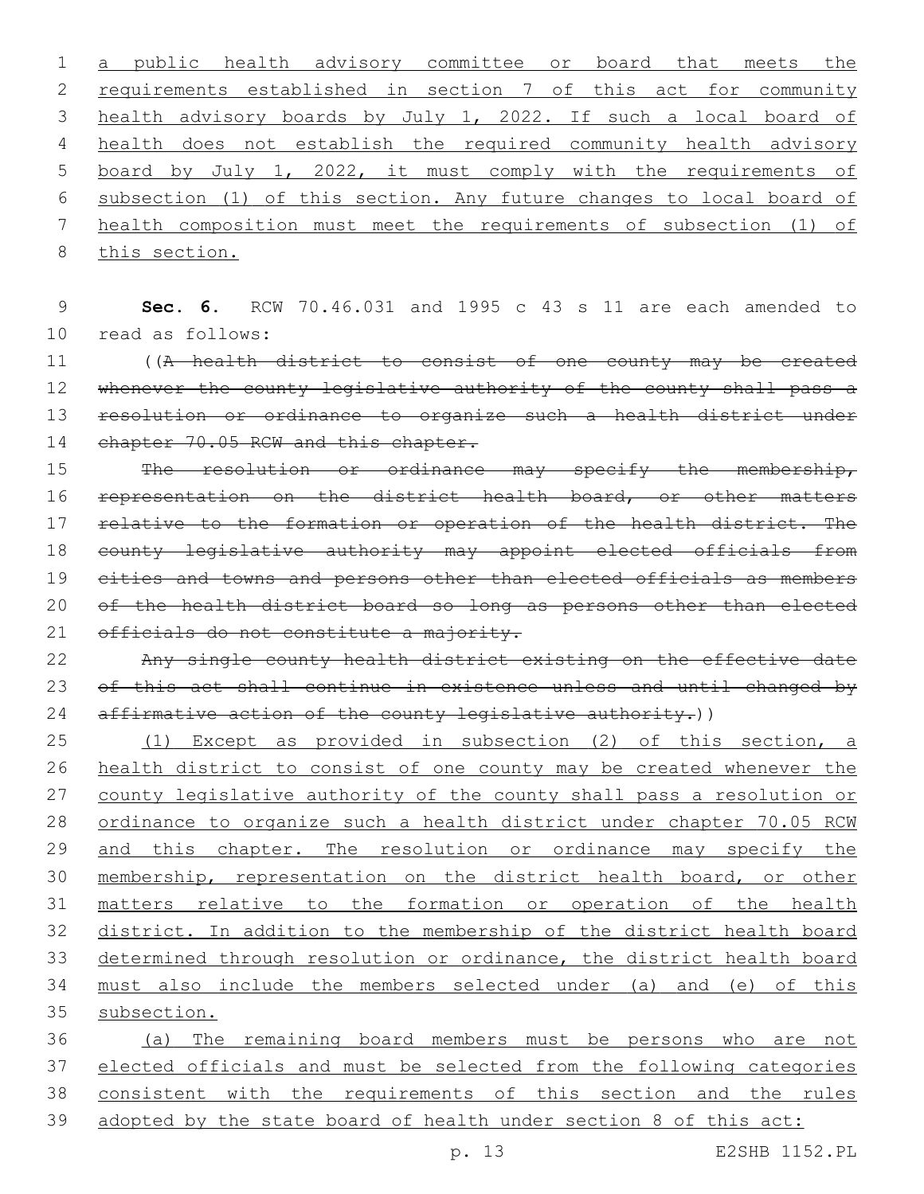a public health advisory committee or board that meets the requirements established in section 7 of this act for community health advisory boards by July 1, 2022. If such a local board of health does not establish the required community health advisory board by July 1, 2022, it must comply with the requirements of subsection (1) of this section. Any future changes to local board of health composition must meet the requirements of subsection (1) of this section.

**Sec. 6.** RCW 70.46.031 and 1995 c 43 s 11 are each amended to read as follows:

((~~A health district to consist of one county may be created whenever the county legislative authority of the county shall pass a resolution or ordinance to organize such a health district under chapter 70.05 RCW and this chapter.~~

~~The resolution or ordinance may specify the membership, representation on the district health board, or other matters relative to the formation or operation of the health district. The county legislative authority may appoint elected officials from cities and towns and persons other than elected officials as members of the health district board so long as persons other than elected officials do not constitute a majority.~~

~~Any single county health district existing on the effective date of this act shall continue in existence unless and until changed by affirmative action of the county legislative authority.~~))

(1) Except as provided in subsection (2) of this section, a health district to consist of one county may be created whenever the county legislative authority of the county shall pass a resolution or ordinance to organize such a health district under chapter 70.05 RCW and this chapter. The resolution or ordinance may specify the membership, representation on the district health board, or other matters relative to the formation or operation of the health district. In addition to the membership of the district health board determined through resolution or ordinance, the district health board must also include the members selected under (a) and (e) of this subsection.

(a) The remaining board members must be persons who are not elected officials and must be selected from the following categories consistent with the requirements of this section and the rules adopted by the state board of health under section 8 of this act: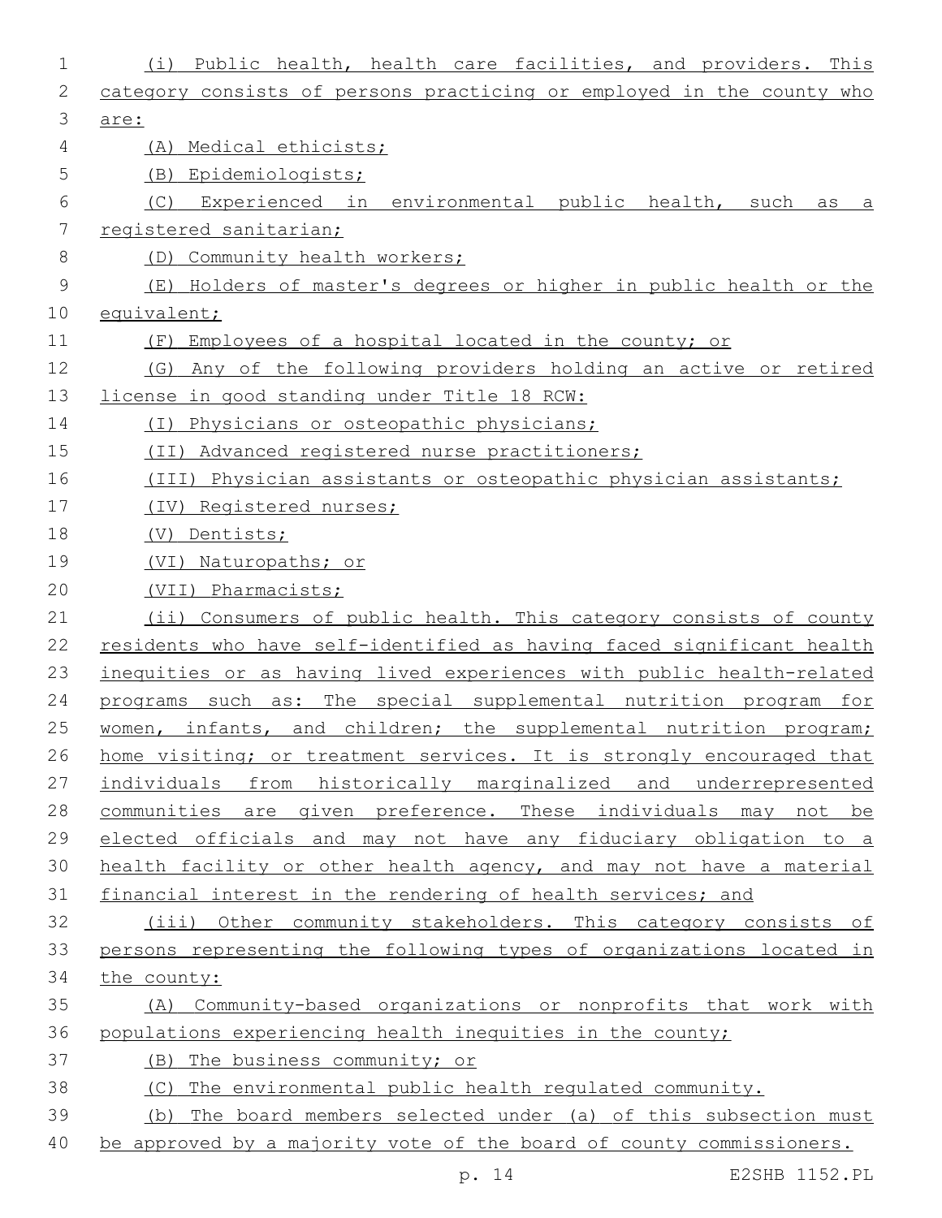(i) Public health, health care facilities, and providers. This category consists of persons practicing or employed in the county who are:

(A) Medical ethicists;

(B) Epidemiologists;

(C) Experienced in environmental public health, such as a registered sanitarian;

(D) Community health workers;

(E) Holders of master's degrees or higher in public health or the equivalent;

(F) Employees of a hospital located in the county; or

(G) Any of the following providers holding an active or retired license in good standing under Title 18 RCW:

(I) Physicians or osteopathic physicians;

(II) Advanced registered nurse practitioners;

(III) Physician assistants or osteopathic physician assistants;

(IV) Registered nurses;

(V) Dentists;

(VI) Naturopaths; or

(VII) Pharmacists;

(ii) Consumers of public health. This category consists of county residents who have self-identified as having faced significant health inequities or as having lived experiences with public health-related programs such as: The special supplemental nutrition program for women, infants, and children; the supplemental nutrition program; home visiting; or treatment services. It is strongly encouraged that individuals from historically marginalized and underrepresented communities are given preference. These individuals may not be elected officials and may not have any fiduciary obligation to a health facility or other health agency, and may not have a material financial interest in the rendering of health services; and

(iii) Other community stakeholders. This category consists of persons representing the following types of organizations located in the county:

(A) Community-based organizations or nonprofits that work with populations experiencing health inequities in the county;

(B) The business community; or

(C) The environmental public health regulated community.

(b) The board members selected under (a) of this subsection must be approved by a majority vote of the board of county commissioners.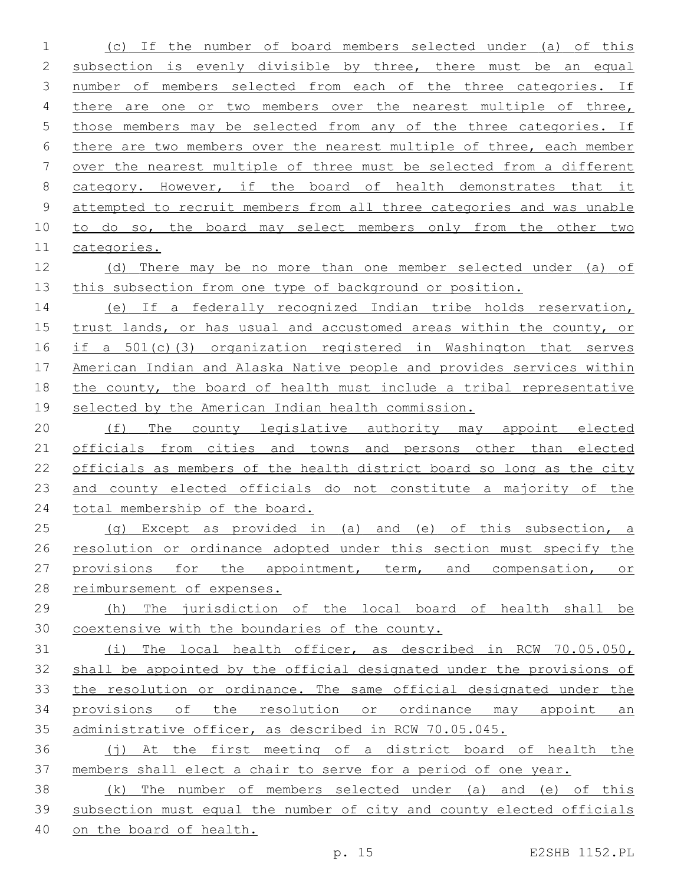(c) If the number of board members selected under (a) of this subsection is evenly divisible by three, there must be an equal number of members selected from each of the three categories. If there are one or two members over the nearest multiple of three, those members may be selected from any of the three categories. If there are two members over the nearest multiple of three, each member over the nearest multiple of three must be selected from a different category. However, if the board of health demonstrates that it attempted to recruit members from all three categories and was unable to do so, the board may select members only from the other two categories.

(d) There may be no more than one member selected under (a) of this subsection from one type of background or position.

(e) If a federally recognized Indian tribe holds reservation, trust lands, or has usual and accustomed areas within the county, or if a 501(c)(3) organization registered in Washington that serves American Indian and Alaska Native people and provides services within the county, the board of health must include a tribal representative selected by the American Indian health commission.

(f) The county legislative authority may appoint elected officials from cities and towns and persons other than elected officials as members of the health district board so long as the city and county elected officials do not constitute a majority of the total membership of the board.

(g) Except as provided in (a) and (e) of this subsection, a resolution or ordinance adopted under this section must specify the provisions for the appointment, term, and compensation, or reimbursement of expenses.

(h) The jurisdiction of the local board of health shall be coextensive with the boundaries of the county.

(i) The local health officer, as described in RCW 70.05.050, shall be appointed by the official designated under the provisions of the resolution or ordinance. The same official designated under the provisions of the resolution or ordinance may appoint an administrative officer, as described in RCW 70.05.045.

(j) At the first meeting of a district board of health the members shall elect a chair to serve for a period of one year.

(k) The number of members selected under (a) and (e) of this subsection must equal the number of city and county elected officials on the board of health.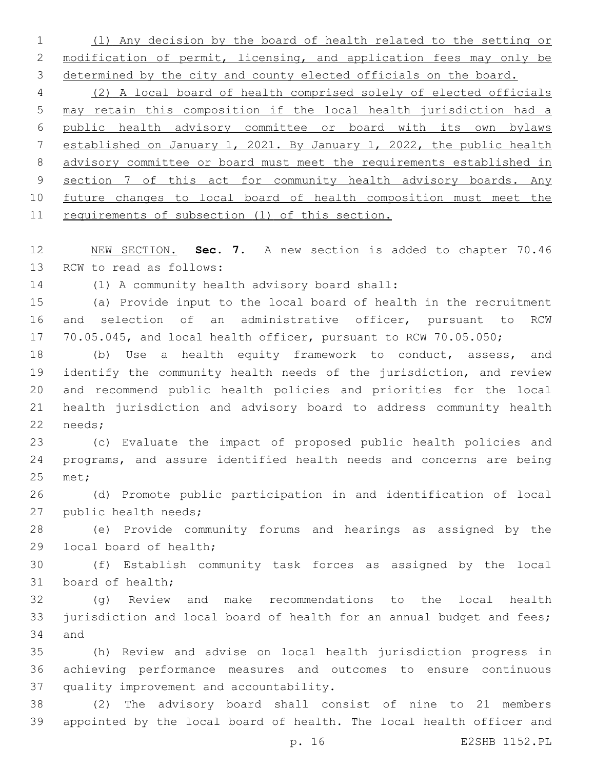(l) Any decision by the board of health related to the setting or modification of permit, licensing, and application fees may only be determined by the city and county elected officials on the board.

(2) A local board of health comprised solely of elected officials may retain this composition if the local health jurisdiction had a public health advisory committee or board with its own bylaws established on January 1, 2021. By January 1, 2022, the public health advisory committee or board must meet the requirements established in section 7 of this act for community health advisory boards. Any future changes to local board of health composition must meet the requirements of subsection (1) of this section.

NEW SECTION. **Sec. 7.** A new section is added to chapter 70.46 RCW to read as follows:

(1) A community health advisory board shall:

(a) Provide input to the local board of health in the recruitment and selection of an administrative officer, pursuant to RCW 70.05.045, and local health officer, pursuant to RCW 70.05.050;

(b) Use a health equity framework to conduct, assess, and identify the community health needs of the jurisdiction, and review and recommend public health policies and priorities for the local health jurisdiction and advisory board to address community health needs;

(c) Evaluate the impact of proposed public health policies and programs, and assure identified health needs and concerns are being met;

(d) Promote public participation in and identification of local public health needs;

(e) Provide community forums and hearings as assigned by the local board of health;

(f) Establish community task forces as assigned by the local board of health;

(g) Review and make recommendations to the local health jurisdiction and local board of health for an annual budget and fees; and

(h) Review and advise on local health jurisdiction progress in achieving performance measures and outcomes to ensure continuous quality improvement and accountability.

(2) The advisory board shall consist of nine to 21 members appointed by the local board of health. The local health officer and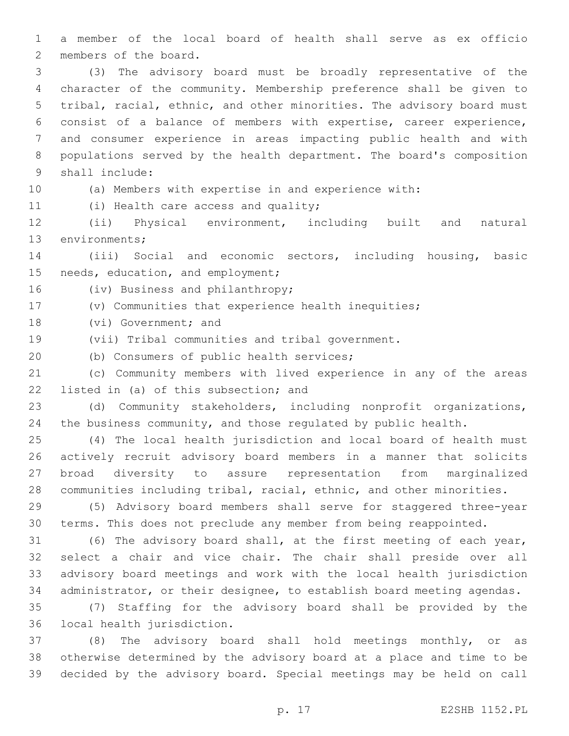a member of the local board of health shall serve as ex officio members of the board.

(3) The advisory board must be broadly representative of the character of the community. Membership preference shall be given to tribal, racial, ethnic, and other minorities. The advisory board must consist of a balance of members with expertise, career experience, and consumer experience in areas impacting public health and with populations served by the health department. The board's composition shall include:

(a) Members with expertise in and experience with:

(i) Health care access and quality;

(ii) Physical environment, including built and natural environments;

(iii) Social and economic sectors, including housing, basic needs, education, and employment;

(iv) Business and philanthropy;

(v) Communities that experience health inequities;

(vi) Government; and

(vii) Tribal communities and tribal government.

(b) Consumers of public health services;

(c) Community members with lived experience in any of the areas listed in (a) of this subsection; and

(d) Community stakeholders, including nonprofit organizations, the business community, and those regulated by public health.

(4) The local health jurisdiction and local board of health must actively recruit advisory board members in a manner that solicits broad diversity to assure representation from marginalized communities including tribal, racial, ethnic, and other minorities.

(5) Advisory board members shall serve for staggered three-year terms. This does not preclude any member from being reappointed.

(6) The advisory board shall, at the first meeting of each year, select a chair and vice chair. The chair shall preside over all advisory board meetings and work with the local health jurisdiction administrator, or their designee, to establish board meeting agendas.

(7) Staffing for the advisory board shall be provided by the local health jurisdiction.

(8) The advisory board shall hold meetings monthly, or as otherwise determined by the advisory board at a place and time to be decided by the advisory board. Special meetings may be held on call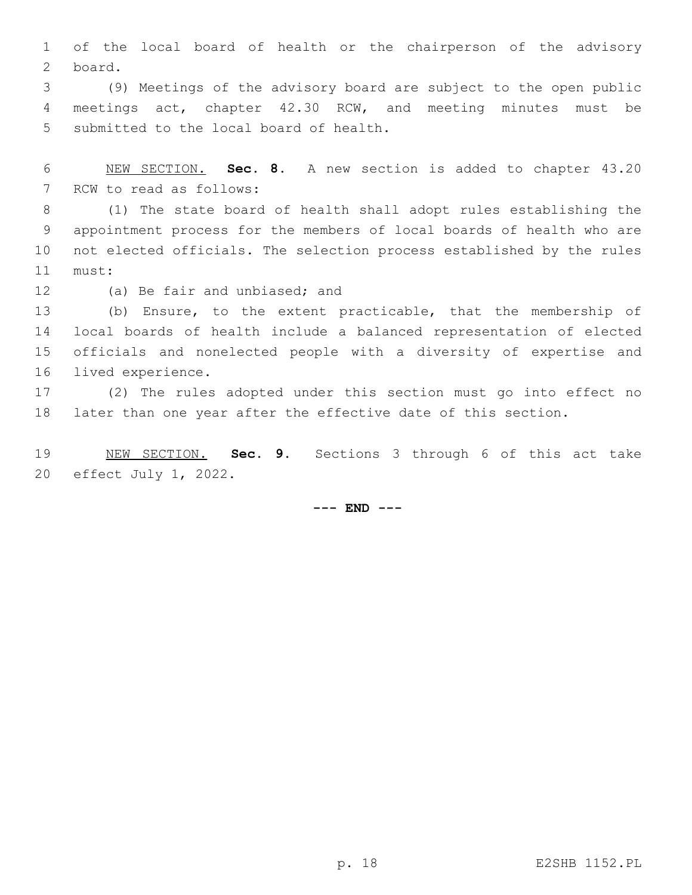of the local board of health or the chairperson of the advisory board.

(9) Meetings of the advisory board are subject to the open public meetings act, chapter 42.30 RCW, and meeting minutes must be submitted to the local board of health.

NEW SECTION. **Sec. 8.** A new section is added to chapter 43.20 RCW to read as follows:

(1) The state board of health shall adopt rules establishing the appointment process for the members of local boards of health who are not elected officials. The selection process established by the rules must:

(a) Be fair and unbiased; and

(b) Ensure, to the extent practicable, that the membership of local boards of health include a balanced representation of elected officials and nonelected people with a diversity of expertise and lived experience.

(2) The rules adopted under this section must go into effect no later than one year after the effective date of this section.

NEW SECTION. **Sec. 9.** Sections 3 through 6 of this act take effect July 1, 2022.

**--- END ---**